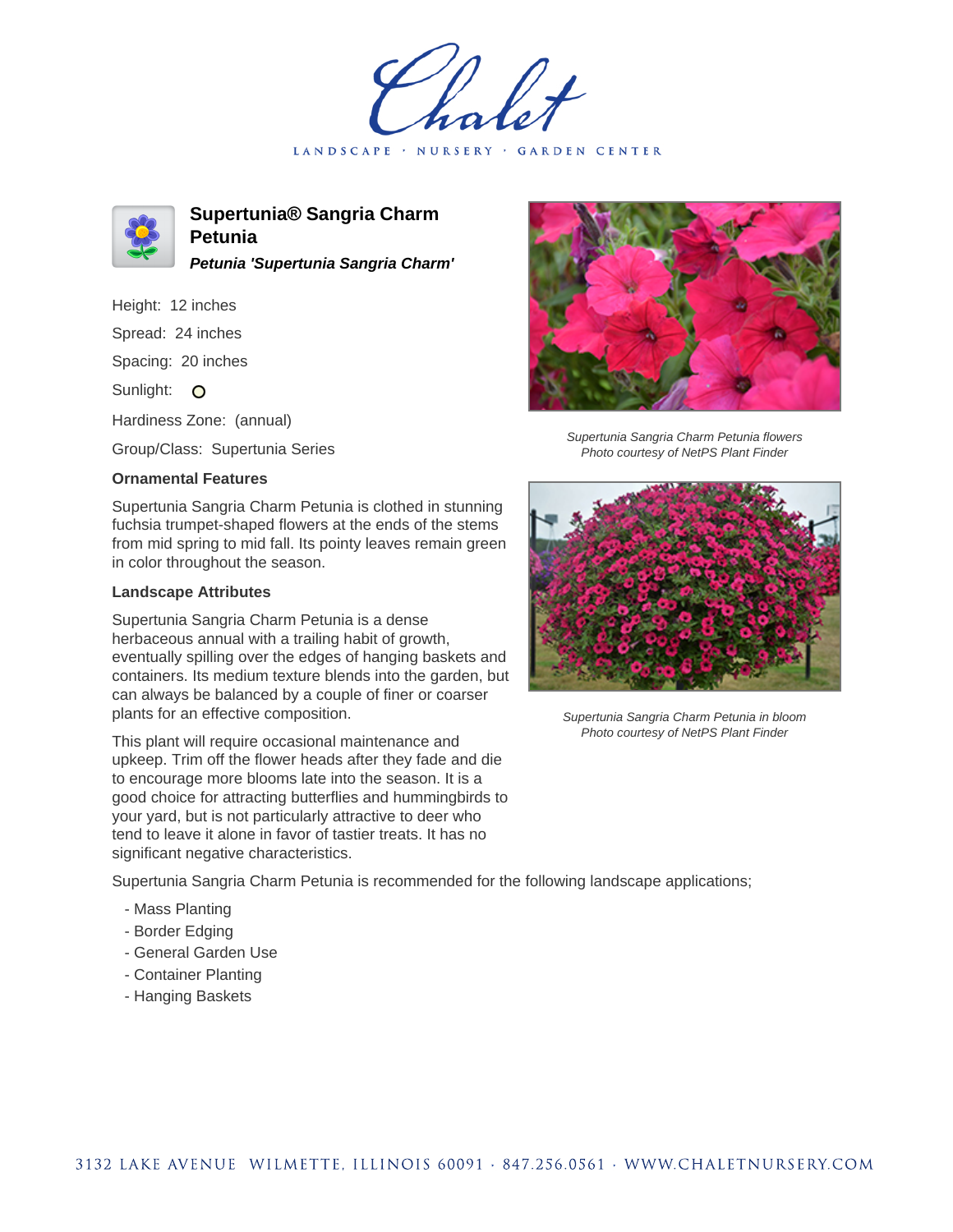# Supertunia® Sangria Charm Petunia

***Petunia 'Supertunia Sangria Charm'***

Height: 12 inches

Spread: 24 inches

Spacing: 20 inches

Sunlight: O

Hardiness Zone: (annual)

Group/Class: Supertunia Series

### Ornamental Features

Supertunia Sangria Charm Petunia is clothed in stunning fuchsia trumpet-shaped flowers at the ends of the stems from mid spring to mid fall. Its pointy leaves remain green in color throughout the season.

### Landscape Attributes

Supertunia Sangria Charm Petunia is a dense herbaceous annual with a trailing habit of growth, eventually spilling over the edges of hanging baskets and containers. Its medium texture blends into the garden, but can always be balanced by a couple of finer or coarser plants for an effective composition.

This plant will require occasional maintenance and upkeep. Trim off the flower heads after they fade and die to encourage more blooms late into the season. It is a good choice for attracting butterflies and hummingbirds to your yard, but is not particularly attractive to deer who tend to leave it alone in favor of tastier treats. It has no significant negative characteristics.

Supertunia Sangria Charm Petunia is recommended for the following landscape applications;

- Mass Planting
- Border Edging
- General Garden Use
- Container Planting
- Hanging Baskets

*Supertunia Sangria Charm Petunia flowers*
*Photo courtesy of NetPS Plant Finder*

*Supertunia Sangria Charm Petunia in bloom*
*Photo courtesy of NetPS Plant Finder*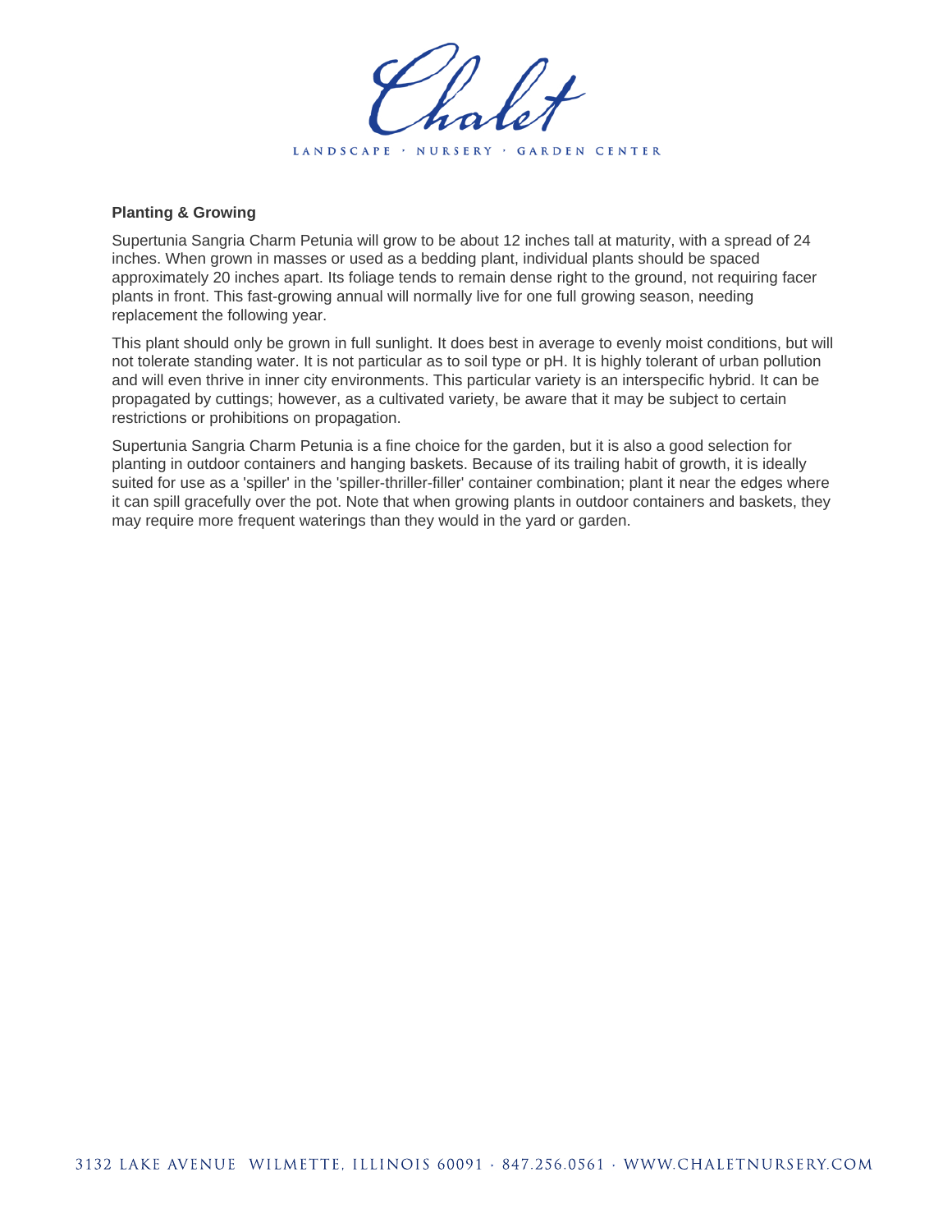**Planting & Growing**

Supertunia Sangria Charm Petunia will grow to be about 12 inches tall at maturity, with a spread of 24 inches. When grown in masses or used as a bedding plant, individual plants should be spaced approximately 20 inches apart. Its foliage tends to remain dense right to the ground, not requiring facer plants in front. This fast-growing annual will normally live for one full growing season, needing replacement the following year.

This plant should only be grown in full sunlight. It does best in average to evenly moist conditions, but will not tolerate standing water. It is not particular as to soil type or pH. It is highly tolerant of urban pollution and will even thrive in inner city environments. This particular variety is an interspecific hybrid. It can be propagated by cuttings; however, as a cultivated variety, be aware that it may be subject to certain restrictions or prohibitions on propagation.

Supertunia Sangria Charm Petunia is a fine choice for the garden, but it is also a good selection for planting in outdoor containers and hanging baskets. Because of its trailing habit of growth, it is ideally suited for use as a 'spiller' in the 'spiller-thriller-filler' container combination; plant it near the edges where it can spill gracefully over the pot. Note that when growing plants in outdoor containers and baskets, they may require more frequent waterings than they would in the yard or garden.